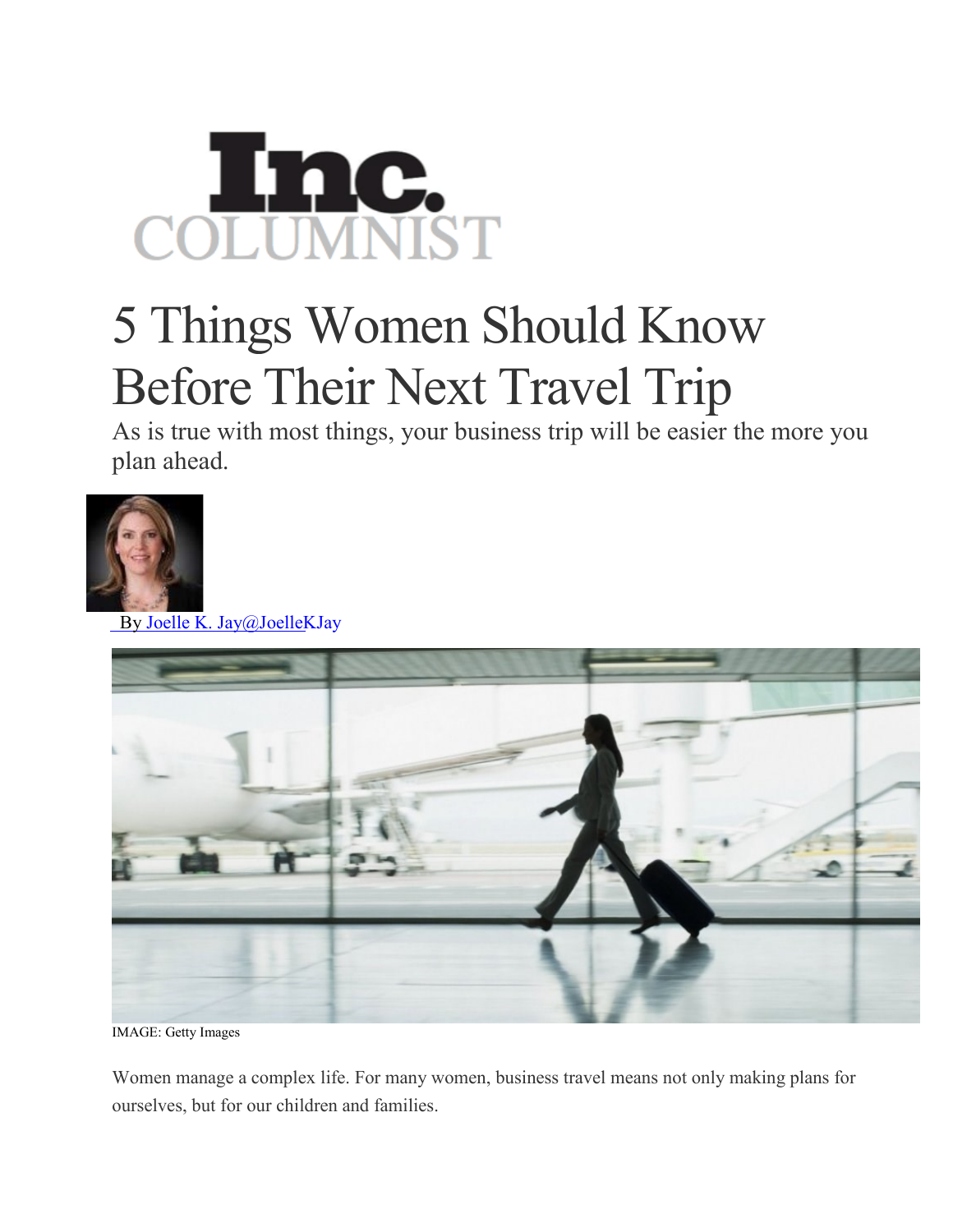Inc.
COLUMNIST

# 5 Things Women Should Know Before Their Next Travel Trip

As is true with most things, your business trip will be easier the more you plan ahead.

By Joelle K. Jay@JoelleKJay

IMAGE: Getty Images

Women manage a complex life. For many women, business travel means not only making plans for ourselves, but for our children and families.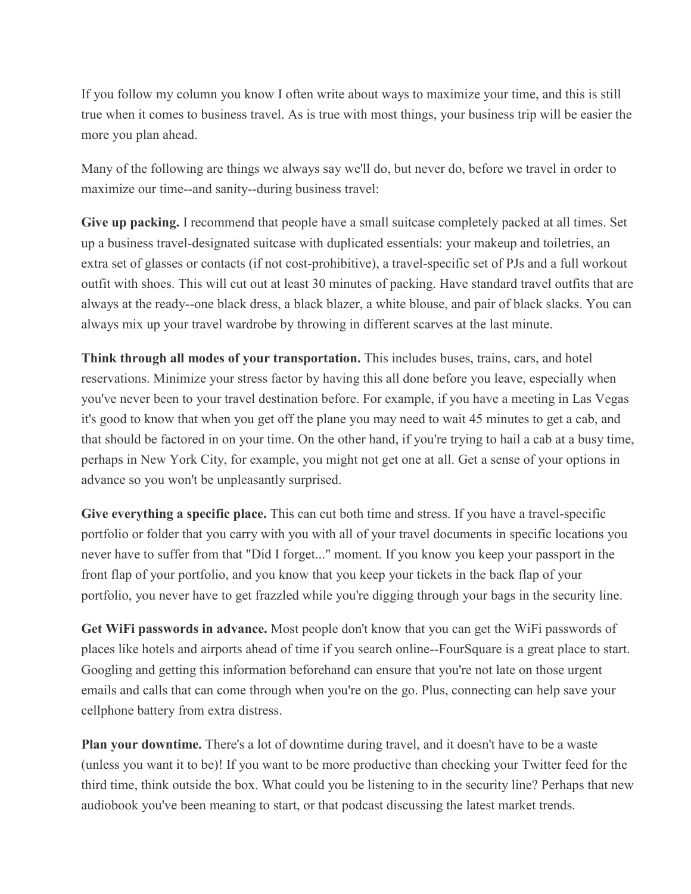If you follow my column you know I often write about ways to maximize your time, and this is still true when it comes to business travel. As is true with most things, your business trip will be easier the more you plan ahead.

Many of the following are things we always say we'll do, but never do, before we travel in order to maximize our time--and sanity--during business travel:

**Give up packing.** I recommend that people have a small suitcase completely packed at all times. Set up a business travel-designated suitcase with duplicated essentials: your makeup and toiletries, an extra set of glasses or contacts (if not cost-prohibitive), a travel-specific set of PJs and a full workout outfit with shoes. This will cut out at least 30 minutes of packing. Have standard travel outfits that are always at the ready--one black dress, a black blazer, a white blouse, and pair of black slacks. You can always mix up your travel wardrobe by throwing in different scarves at the last minute.

**Think through all modes of your transportation.** This includes buses, trains, cars, and hotel reservations. Minimize your stress factor by having this all done before you leave, especially when you've never been to your travel destination before. For example, if you have a meeting in Las Vegas it's good to know that when you get off the plane you may need to wait 45 minutes to get a cab, and that should be factored in on your time. On the other hand, if you're trying to hail a cab at a busy time, perhaps in New York City, for example, you might not get one at all. Get a sense of your options in advance so you won't be unpleasantly surprised.

**Give everything a specific place.** This can cut both time and stress. If you have a travel-specific portfolio or folder that you carry with you with all of your travel documents in specific locations you never have to suffer from that "Did I forget..." moment. If you know you keep your passport in the front flap of your portfolio, and you know that you keep your tickets in the back flap of your portfolio, you never have to get frazzled while you're digging through your bags in the security line.

**Get WiFi passwords in advance.** Most people don't know that you can get the WiFi passwords of places like hotels and airports ahead of time if you search online--FourSquare is a great place to start. Googling and getting this information beforehand can ensure that you're not late on those urgent emails and calls that can come through when you're on the go. Plus, connecting can help save your cellphone battery from extra distress.

**Plan your downtime.** There's a lot of downtime during travel, and it doesn't have to be a waste (unless you want it to be)! If you want to be more productive than checking your Twitter feed for the third time, think outside the box. What could you be listening to in the security line? Perhaps that new audiobook you've been meaning to start, or that podcast discussing the latest market trends.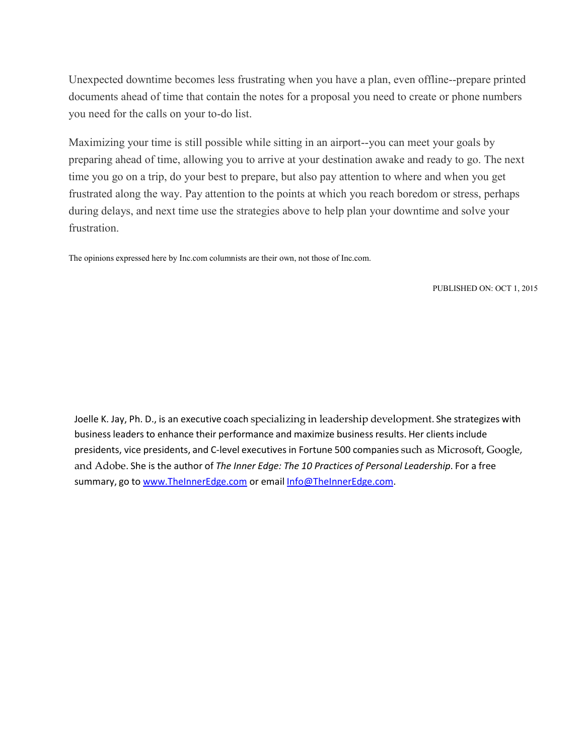Unexpected downtime becomes less frustrating when you have a plan, even offline--prepare printed documents ahead of time that contain the notes for a proposal you need to create or phone numbers you need for the calls on your to-do list.

Maximizing your time is still possible while sitting in an airport--you can meet your goals by preparing ahead of time, allowing you to arrive at your destination awake and ready to go. The next time you go on a trip, do your best to prepare, but also pay attention to where and when you get frustrated along the way. Pay attention to the points at which you reach boredom or stress, perhaps during delays, and next time use the strategies above to help plan your downtime and solve your frustration.

The opinions expressed here by Inc.com columnists are their own, not those of Inc.com.

PUBLISHED ON: OCT 1, 2015

Joelle K. Jay, Ph. D., is an executive coach specializing in leadership development. She strategizes with business leaders to enhance their performance and maximize business results. Her clients include presidents, vice presidents, and C-level executives in Fortune 500 companies such as Microsoft, Google, and Adobe. She is the author of *The Inner Edge: The 10 Practices of Personal Leadership*. For a free summary, go to [www.TheInnerEdge.com](http://www.TheInnerEdge.com) or email [Info@TheInnerEdge.com](mailto:Info@TheInnerEdge.com).